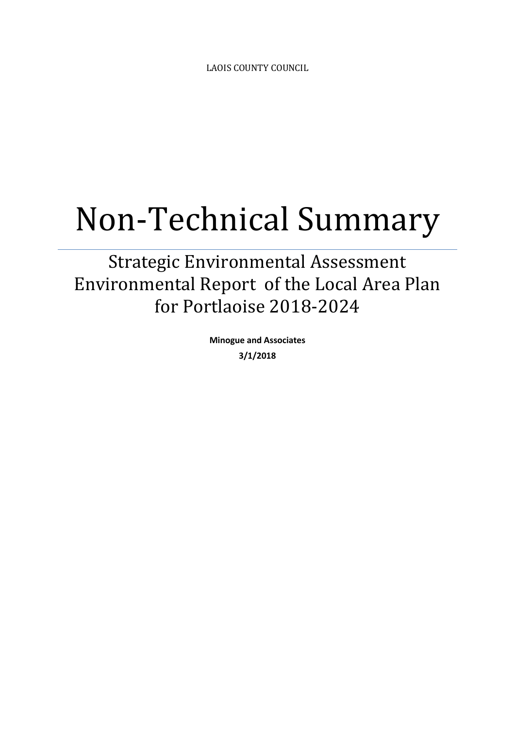LAOIS COUNTY COUNCIL

# Non-Technical Summary

## Strategic Environmental Assessment Environmental Report of the Local Area Plan for Portlaoise 2018-2024

**Minogue and Associates**

**3/1/2018**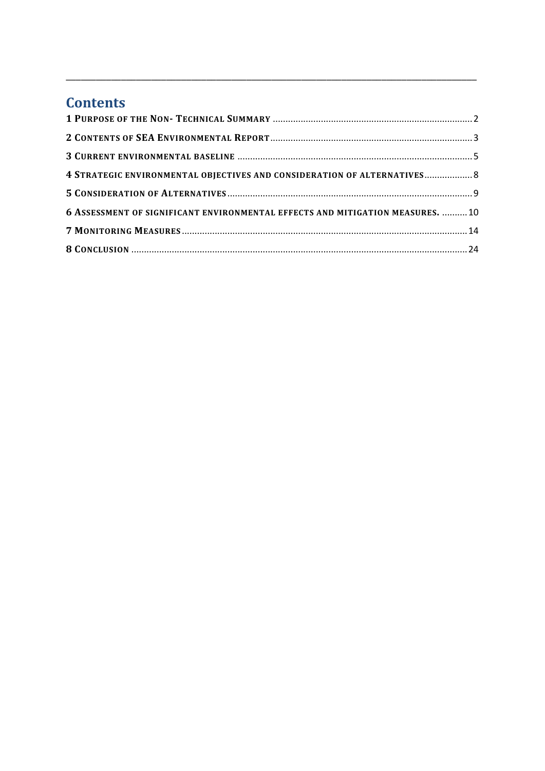---

## Contents

**1 Purpose of the Non- Technical Summary** .......... 2

**2 Contents of SEA Environmental Report** .......... 3

**3 Current environmental baseline** .......... 5

**4 Strategic environmental objectives and consideration of alternatives** .......... 8

**5 Consideration of Alternatives** .......... 9

**6 Assessment of significant environmental effects and mitigation measures.** .......... 10

**7 Monitoring Measures** .......... 14

**8 Conclusion** .......... 24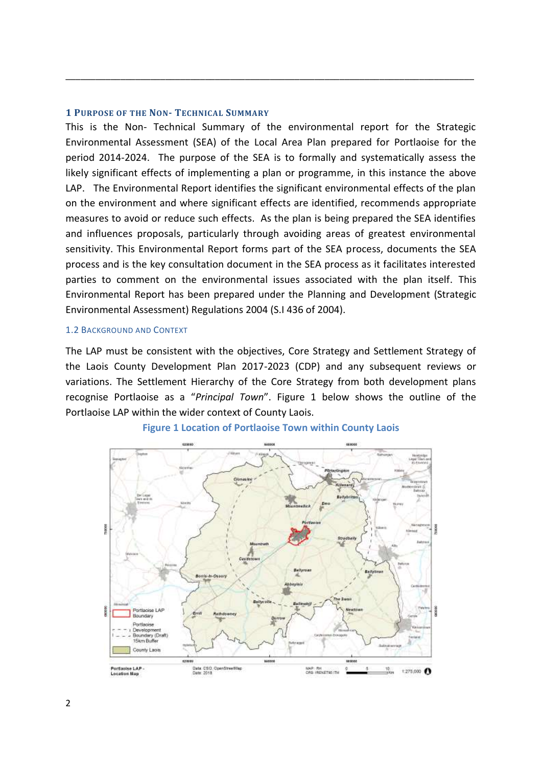## 1 Purpose of the Non- Technical Summary

This is the Non- Technical Summary of the environmental report for the Strategic Environmental Assessment (SEA) of the Local Area Plan prepared for Portlaoise for the period 2014-2024. The purpose of the SEA is to formally and systematically assess the likely significant effects of implementing a plan or programme, in this instance the above LAP. The Environmental Report identifies the significant environmental effects of the plan on the environment and where significant effects are identified, recommends appropriate measures to avoid or reduce such effects. As the plan is being prepared the SEA identifies and influences proposals, particularly through avoiding areas of greatest environmental sensitivity. This Environmental Report forms part of the SEA process, documents the SEA process and is the key consultation document in the SEA process as it facilitates interested parties to comment on the environmental issues associated with the plan itself. This Environmental Report has been prepared under the Planning and Development (Strategic Environmental Assessment) Regulations 2004 (S.I 436 of 2004).

### 1.2 Background and Context

The LAP must be consistent with the objectives, Core Strategy and Settlement Strategy of the Laois County Development Plan 2017-2023 (CDP) and any subsequent reviews or variations. The Settlement Hierarchy of the Core Strategy from both development plans recognise Portlaoise as a "*Principal Town*". Figure 1 below shows the outline of the Portlaoise LAP within the wider context of County Laois.

**Figure 1 Location of Portlaoise Town within County Laois**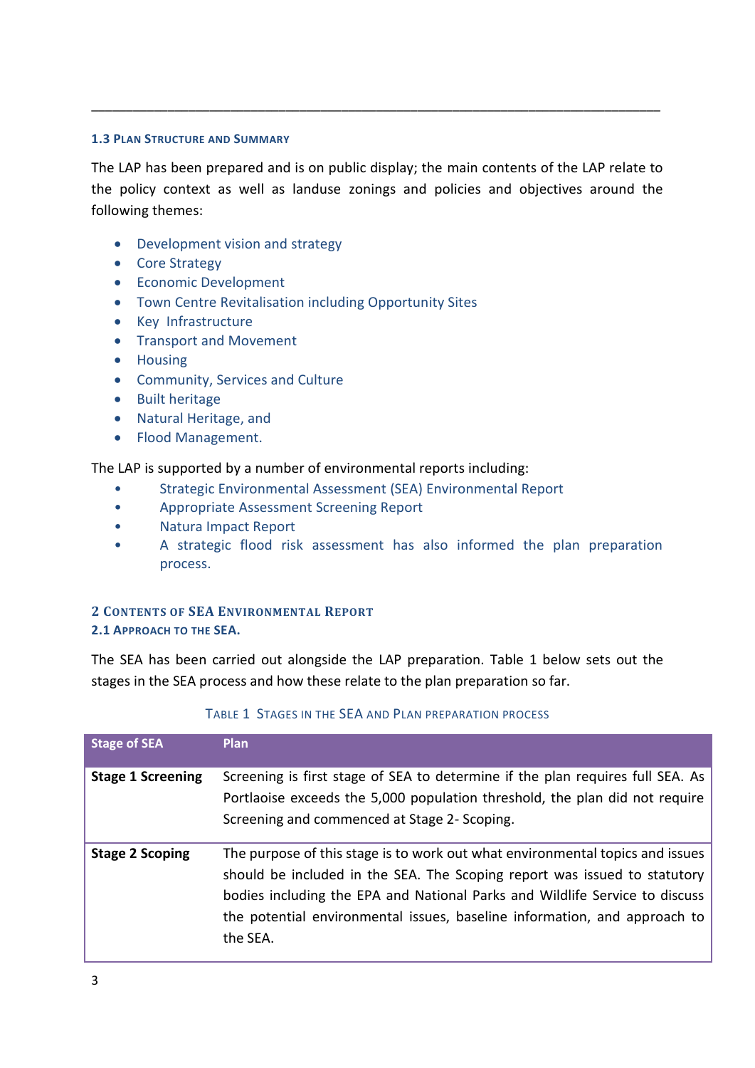## 1.3 Plan Structure and Summary

The LAP has been prepared and is on public display; the main contents of the LAP relate to the policy context as well as landuse zonings and policies and objectives around the following themes:

- Development vision and strategy
- Core Strategy
- Economic Development
- Town Centre Revitalisation including Opportunity Sites
- Key Infrastructure
- Transport and Movement
- Housing
- Community, Services and Culture
- Built heritage
- Natural Heritage, and
- Flood Management.

The LAP is supported by a number of environmental reports including:

- Strategic Environmental Assessment (SEA) Environmental Report
- Appropriate Assessment Screening Report
- Natura Impact Report
- A strategic flood risk assessment has also informed the plan preparation process.

# 2 Contents of SEA Environmental Report

## 2.1 Approach to the SEA.

The SEA has been carried out alongside the LAP preparation. Table 1 below sets out the stages in the SEA process and how these relate to the plan preparation so far.

Table 1 Stages in the SEA and Plan Preparation Process

| Stage of SEA | Plan |
|---|---|
| **Stage 1 Screening** | Screening is first stage of SEA to determine if the plan requires full SEA. As Portlaoise exceeds the 5,000 population threshold, the plan did not require Screening and commenced at Stage 2- Scoping. |
| **Stage 2 Scoping** | The purpose of this stage is to work out what environmental topics and issues should be included in the SEA. The Scoping report was issued to statutory bodies including the EPA and National Parks and Wildlife Service to discuss the potential environmental issues, baseline information, and approach to the SEA. |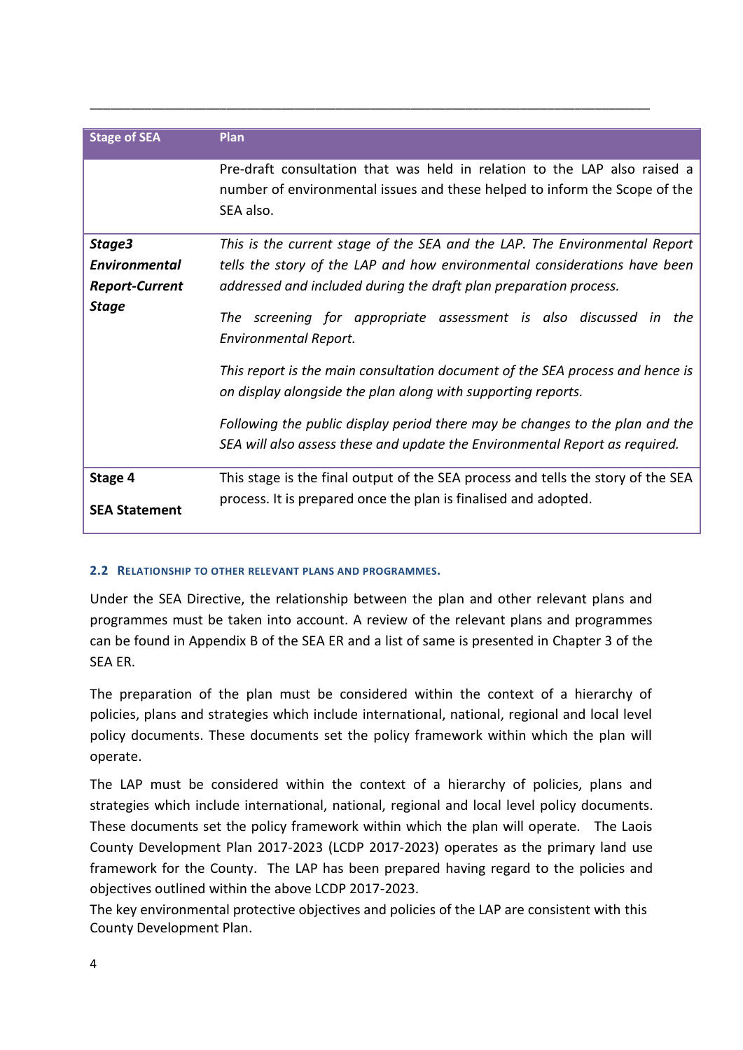| Stage of SEA | Plan |
|---|---|
| | Pre-draft consultation that was held in relation to the LAP also raised a number of environmental issues and these helped to inform the Scope of the SEA also. |
| ***Stage3 Environmental Report-Current Stage*** | *This is the current stage of the SEA and the LAP. The Environmental Report tells the story of the LAP and how environmental considerations have been addressed and included during the draft plan preparation process.*<br><br>*The screening for appropriate assessment is also discussed in the Environmental Report.*<br><br>*This report is the main consultation document of the SEA process and hence is on display alongside the plan along with supporting reports.*<br><br>*Following the public display period there may be changes to the plan and the SEA will also assess these and update the Environmental Report as required.* |
| **Stage 4**<br><br>**SEA Statement** | This stage is the final output of the SEA process and tells the story of the SEA process. It is prepared once the plan is finalised and adopted. |

### 2.2 Relationship to other relevant plans and programmes.

Under the SEA Directive, the relationship between the plan and other relevant plans and programmes must be taken into account. A review of the relevant plans and programmes can be found in Appendix B of the SEA ER and a list of same is presented in Chapter 3 of the SEA ER.

The preparation of the plan must be considered within the context of a hierarchy of policies, plans and strategies which include international, national, regional and local level policy documents. These documents set the policy framework within which the plan will operate.

The LAP must be considered within the context of a hierarchy of policies, plans and strategies which include international, national, regional and local level policy documents. These documents set the policy framework within which the plan will operate. The Laois County Development Plan 2017-2023 (LCDP 2017-2023) operates as the primary land use framework for the County. The LAP has been prepared having regard to the policies and objectives outlined within the above LCDP 2017-2023.
The key environmental protective objectives and policies of the LAP are consistent with this County Development Plan.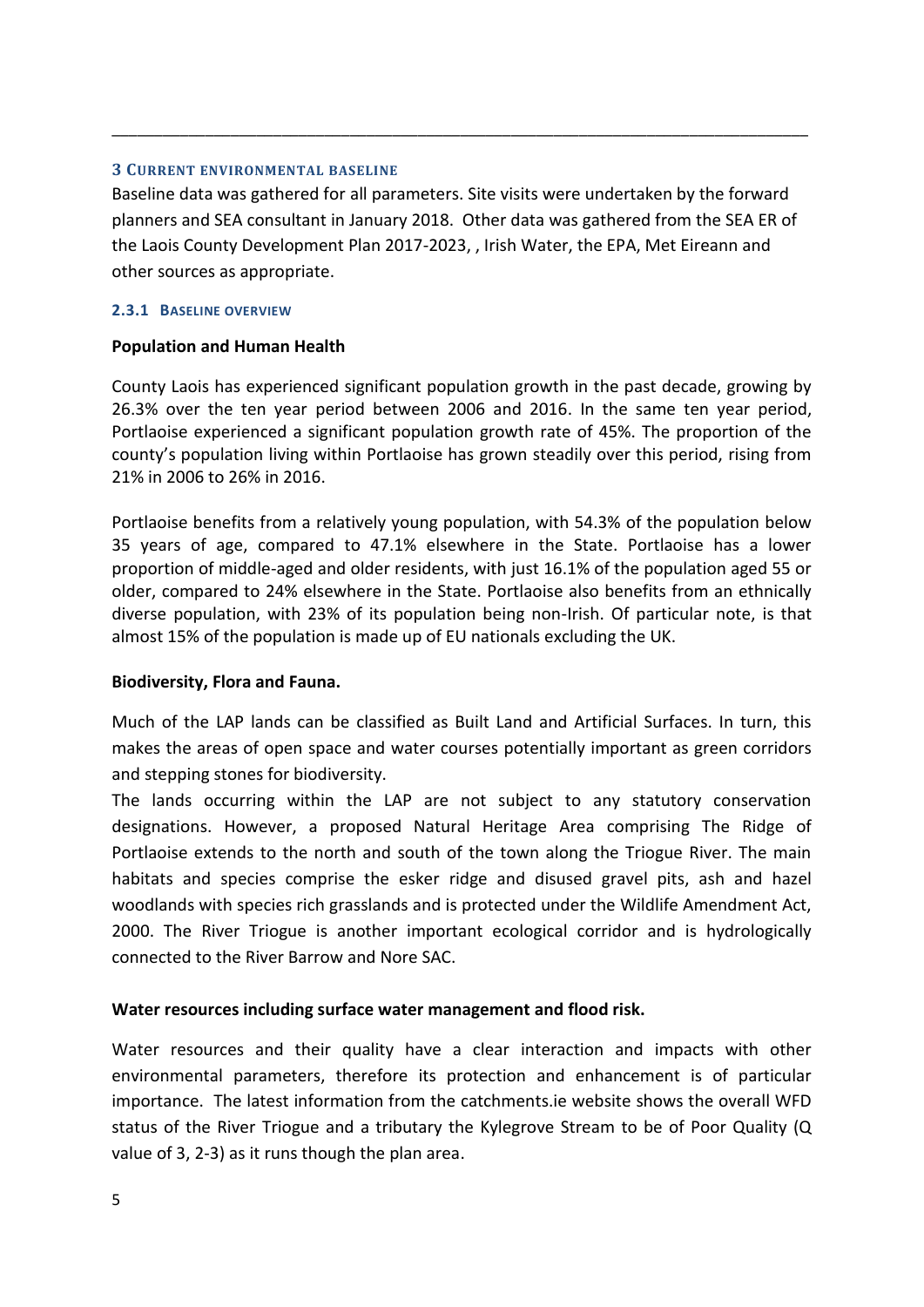## 3 Current environmental baseline

Baseline data was gathered for all parameters. Site visits were undertaken by the forward planners and SEA consultant in January 2018. Other data was gathered from the SEA ER of the Laois County Development Plan 2017-2023, , Irish Water, the EPA, Met Eireann and other sources as appropriate.

### 2.3.1 Baseline overview

**Population and Human Health**

County Laois has experienced significant population growth in the past decade, growing by 26.3% over the ten year period between 2006 and 2016. In the same ten year period, Portlaoise experienced a significant population growth rate of 45%. The proportion of the county's population living within Portlaoise has grown steadily over this period, rising from 21% in 2006 to 26% in 2016.

Portlaoise benefits from a relatively young population, with 54.3% of the population below 35 years of age, compared to 47.1% elsewhere in the State. Portlaoise has a lower proportion of middle-aged and older residents, with just 16.1% of the population aged 55 or older, compared to 24% elsewhere in the State. Portlaoise also benefits from an ethnically diverse population, with 23% of its population being non-Irish. Of particular note, is that almost 15% of the population is made up of EU nationals excluding the UK.

**Biodiversity, Flora and Fauna.**

Much of the LAP lands can be classified as Built Land and Artificial Surfaces. In turn, this makes the areas of open space and water courses potentially important as green corridors and stepping stones for biodiversity.

The lands occurring within the LAP are not subject to any statutory conservation designations. However, a proposed Natural Heritage Area comprising The Ridge of Portlaoise extends to the north and south of the town along the Triogue River. The main habitats and species comprise the esker ridge and disused gravel pits, ash and hazel woodlands with species rich grasslands and is protected under the Wildlife Amendment Act, 2000. The River Triogue is another important ecological corridor and is hydrologically connected to the River Barrow and Nore SAC.

**Water resources including surface water management and flood risk.**

Water resources and their quality have a clear interaction and impacts with other environmental parameters, therefore its protection and enhancement is of particular importance. The latest information from the catchments.ie website shows the overall WFD status of the River Triogue and a tributary the Kylegrove Stream to be of Poor Quality (Q value of 3, 2-3) as it runs though the plan area.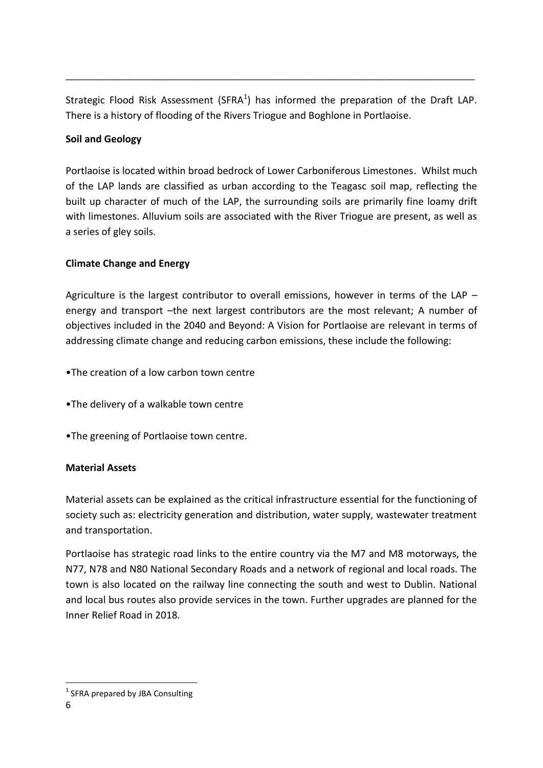Strategic Flood Risk Assessment (SFRA[1]) has informed the preparation of the Draft LAP. There is a history of flooding of the Rivers Triogue and Boghlone in Portlaoise.

**Soil and Geology**

Portlaoise is located within broad bedrock of Lower Carboniferous Limestones. Whilst much of the LAP lands are classified as urban according to the Teagasc soil map, reflecting the built up character of much of the LAP, the surrounding soils are primarily fine loamy drift with limestones. Alluvium soils are associated with the River Triogue are present, as well as a series of gley soils.

**Climate Change and Energy**

Agriculture is the largest contributor to overall emissions, however in terms of the LAP – energy and transport –the next largest contributors are the most relevant; A number of objectives included in the 2040 and Beyond: A Vision for Portlaoise are relevant in terms of addressing climate change and reducing carbon emissions, these include the following:

- The creation of a low carbon town centre
- The delivery of a walkable town centre
- The greening of Portlaoise town centre.

**Material Assets**

Material assets can be explained as the critical infrastructure essential for the functioning of society such as: electricity generation and distribution, water supply, wastewater treatment and transportation.

Portlaoise has strategic road links to the entire country via the M7 and M8 motorways, the N77, N78 and N80 National Secondary Roads and a network of regional and local roads. The town is also located on the railway line connecting the south and west to Dublin. National and local bus routes also provide services in the town. Further upgrades are planned for the Inner Relief Road in 2018.

[1] SFRA prepared by JBA Consulting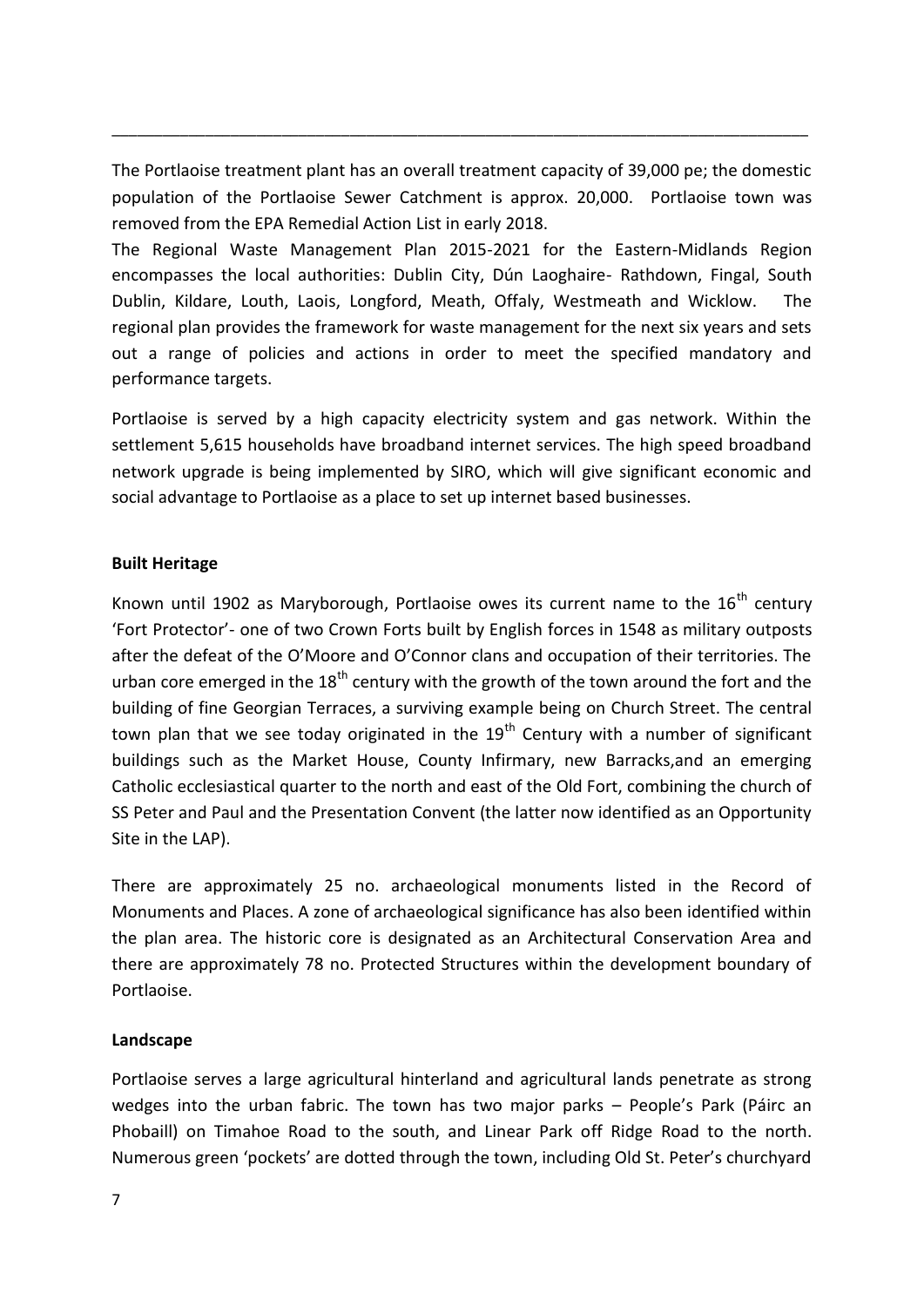The Portlaoise treatment plant has an overall treatment capacity of 39,000 pe; the domestic population of the Portlaoise Sewer Catchment is approx. 20,000. Portlaoise town was removed from the EPA Remedial Action List in early 2018.

The Regional Waste Management Plan 2015-2021 for the Eastern-Midlands Region encompasses the local authorities: Dublin City, Dún Laoghaire- Rathdown, Fingal, South Dublin, Kildare, Louth, Laois, Longford, Meath, Offaly, Westmeath and Wicklow. The regional plan provides the framework for waste management for the next six years and sets out a range of policies and actions in order to meet the specified mandatory and performance targets.

Portlaoise is served by a high capacity electricity system and gas network. Within the settlement 5,615 households have broadband internet services. The high speed broadband network upgrade is being implemented by SIRO, which will give significant economic and social advantage to Portlaoise as a place to set up internet based businesses.

**Built Heritage**

Known until 1902 as Maryborough, Portlaoise owes its current name to the 16th century 'Fort Protector'- one of two Crown Forts built by English forces in 1548 as military outposts after the defeat of the O'Moore and O'Connor clans and occupation of their territories. The urban core emerged in the 18th century with the growth of the town around the fort and the building of fine Georgian Terraces, a surviving example being on Church Street. The central town plan that we see today originated in the 19th Century with a number of significant buildings such as the Market House, County Infirmary, new Barracks,and an emerging Catholic ecclesiastical quarter to the north and east of the Old Fort, combining the church of SS Peter and Paul and the Presentation Convent (the latter now identified as an Opportunity Site in the LAP).

There are approximately 25 no. archaeological monuments listed in the Record of Monuments and Places. A zone of archaeological significance has also been identified within the plan area. The historic core is designated as an Architectural Conservation Area and there are approximately 78 no. Protected Structures within the development boundary of Portlaoise.

**Landscape**

Portlaoise serves a large agricultural hinterland and agricultural lands penetrate as strong wedges into the urban fabric. The town has two major parks – People's Park (Páirc an Phobaill) on Timahoe Road to the south, and Linear Park off Ridge Road to the north. Numerous green 'pockets' are dotted through the town, including Old St. Peter's churchyard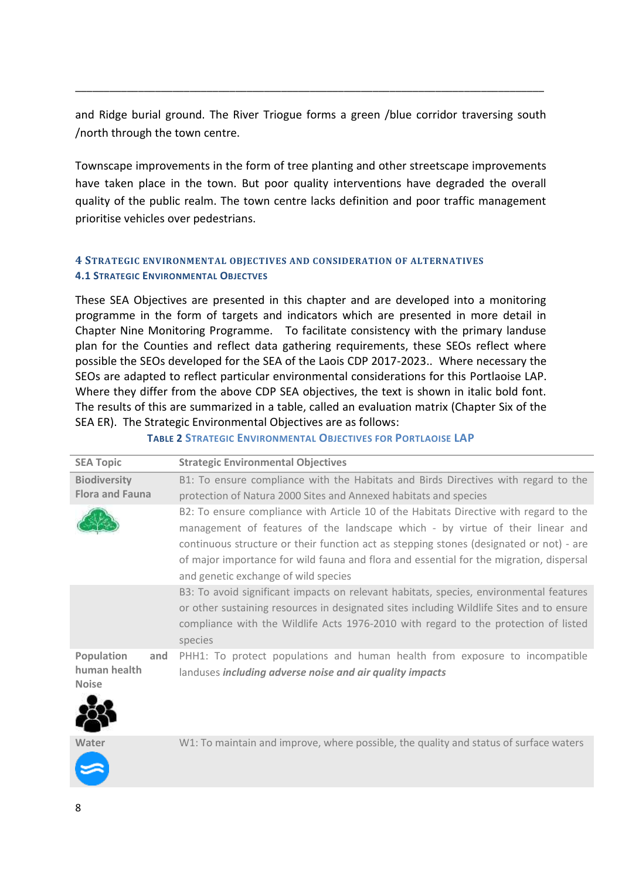and Ridge burial ground. The River Triogue forms a green /blue corridor traversing south /north through the town centre.

Townscape improvements in the form of tree planting and other streetscape improvements have taken place in the town. But poor quality interventions have degraded the overall quality of the public realm. The town centre lacks definition and poor traffic management prioritise vehicles over pedestrians.

## 4 Strategic Environmental Objectives and Consideration of Alternatives

### 4.1 Strategic Environmental Objectves

These SEA Objectives are presented in this chapter and are developed into a monitoring programme in the form of targets and indicators which are presented in more detail in Chapter Nine Monitoring Programme. To facilitate consistency with the primary landuse plan for the Counties and reflect data gathering requirements, these SEOs reflect where possible the SEOs developed for the SEA of the Laois CDP 2017-2023.. Where necessary the SEOs are adapted to reflect particular environmental considerations for this Portlaoise LAP. Where they differ from the above CDP SEA objectives, the text is shown in italic bold font. The results of this are summarized in a table, called an evaluation matrix (Chapter Six of the SEA ER). The Strategic Environmental Objectives are as follows:

**Table 2 Strategic Environmental Objectives for Portlaoise LAP**

| SEA Topic | Strategic Environmental Objectives |
|---|---|
| Biodiversity Flora and Fauna | B1: To ensure compliance with the Habitats and Birds Directives with regard to the protection of Natura 2000 Sites and Annexed habitats and species |
| | B2: To ensure compliance with Article 10 of the Habitats Directive with regard to the management of features of the landscape which - by virtue of their linear and continuous structure or their function act as stepping stones (designated or not) - are of major importance for wild fauna and flora and essential for the migration, dispersal and genetic exchange of wild species |
| | B3: To avoid significant impacts on relevant habitats, species, environmental features or other sustaining resources in designated sites including Wildlife Sites and to ensure compliance with the Wildlife Acts 1976-2010 with regard to the protection of listed species |
| Population and human health Noise | PHH1: To protect populations and human health from exposure to incompatible landuses ***including adverse noise and air quality impacts*** |
| Water | W1: To maintain and improve, where possible, the quality and status of surface waters |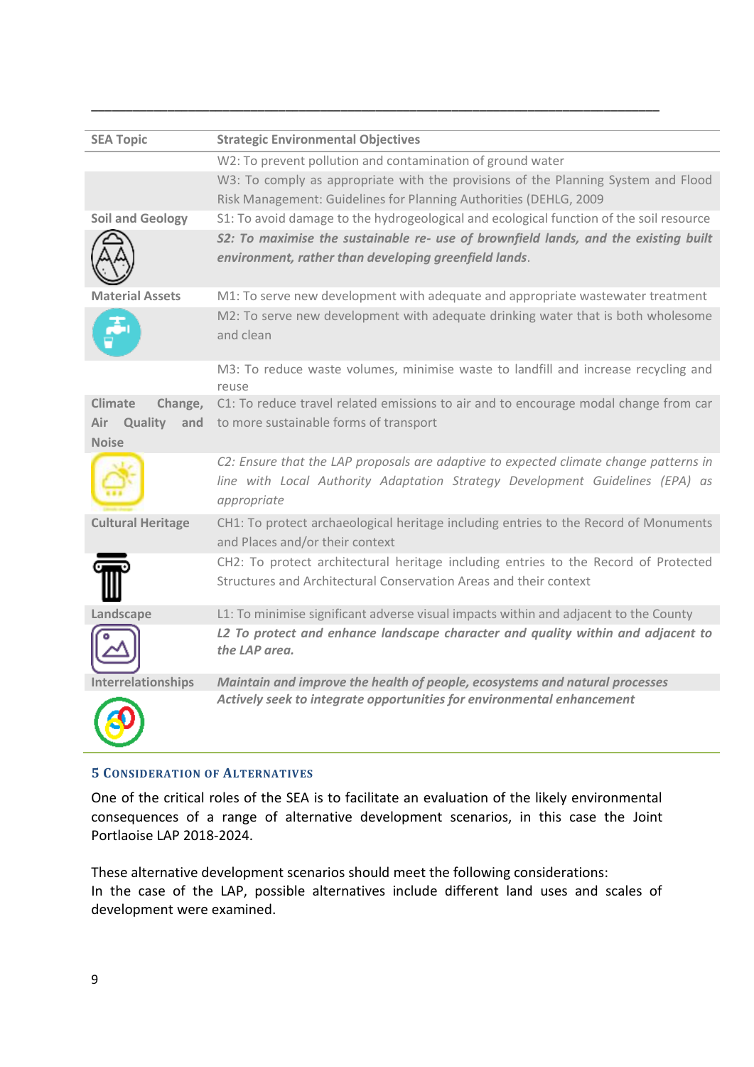| SEA Topic | Strategic Environmental Objectives |
|---|---|
| | W2: To prevent pollution and contamination of ground water |
| | W3: To comply as appropriate with the provisions of the Planning System and Flood Risk Management: Guidelines for Planning Authorities (DEHLG, 2009 |
| Soil and Geology | S1: To avoid damage to the hydrogeological and ecological function of the soil resource |
| | ***S2: To maximise the sustainable re- use of brownfield lands, and the existing built environment, rather than developing greenfield lands***. |
| Material Assets | M1: To serve new development with adequate and appropriate wastewater treatment |
| | M2: To serve new development with adequate drinking water that is both wholesome and clean |
| | M3: To reduce waste volumes, minimise waste to landfill and increase recycling and reuse |
| Climate Change, Air Quality and Noise | C1: To reduce travel related emissions to air and to encourage modal change from car to more sustainable forms of transport |
| | *C2: Ensure that the LAP proposals are adaptive to expected climate change patterns in line with Local Authority Adaptation Strategy Development Guidelines (EPA) as appropriate* |
| Cultural Heritage | CH1: To protect archaeological heritage including entries to the Record of Monuments and Places and/or their context |
| | CH2: To protect architectural heritage including entries to the Record of Protected Structures and Architectural Conservation Areas and their context |
| Landscape | L1: To minimise significant adverse visual impacts within and adjacent to the County |
| | ***L2 To protect and enhance landscape character and quality within and adjacent to the LAP area.*** |
| Interrelationships | ***Maintain and improve the health of people, ecosystems and natural processes*** |
| | ***Actively seek to integrate opportunities for environmental enhancement*** |

## 5 Consideration of Alternatives

One of the critical roles of the SEA is to facilitate an evaluation of the likely environmental consequences of a range of alternative development scenarios, in this case the Joint Portlaoise LAP 2018-2024.

These alternative development scenarios should meet the following considerations:
In the case of the LAP, possible alternatives include different land uses and scales of development were examined.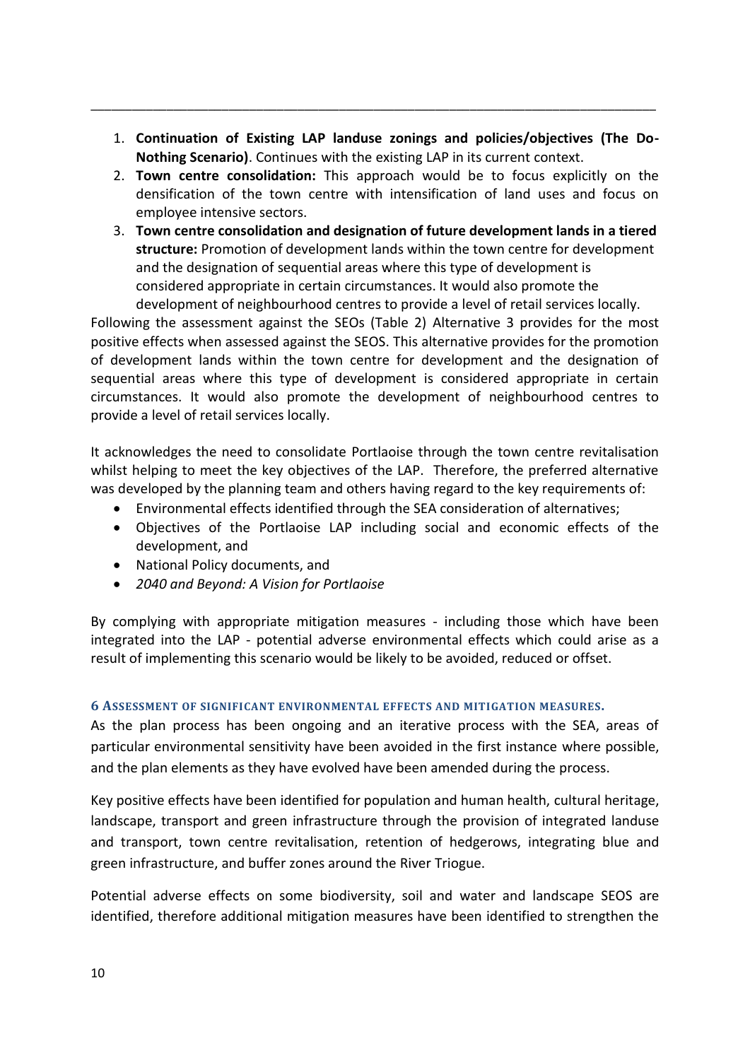1. **Continuation of Existing LAP landuse zonings and policies/objectives (The Do-Nothing Scenario)**. Continues with the existing LAP in its current context.
2. **Town centre consolidation:** This approach would be to focus explicitly on the densification of the town centre with intensification of land uses and focus on employee intensive sectors.
3. **Town centre consolidation and designation of future development lands in a tiered structure:** Promotion of development lands within the town centre for development and the designation of sequential areas where this type of development is considered appropriate in certain circumstances. It would also promote the development of neighbourhood centres to provide a level of retail services locally.

Following the assessment against the SEOs (Table 2) Alternative 3 provides for the most positive effects when assessed against the SEOS. This alternative provides for the promotion of development lands within the town centre for development and the designation of sequential areas where this type of development is considered appropriate in certain circumstances. It would also promote the development of neighbourhood centres to provide a level of retail services locally.

It acknowledges the need to consolidate Portlaoise through the town centre revitalisation whilst helping to meet the key objectives of the LAP. Therefore, the preferred alternative was developed by the planning team and others having regard to the key requirements of:

- Environmental effects identified through the SEA consideration of alternatives;
- Objectives of the Portlaoise LAP including social and economic effects of the development, and
- National Policy documents, and
- *2040 and Beyond: A Vision for Portlaoise*

By complying with appropriate mitigation measures - including those which have been integrated into the LAP - potential adverse environmental effects which could arise as a result of implementing this scenario would be likely to be avoided, reduced or offset.

## 6 Assessment of significant environmental effects and mitigation measures.

As the plan process has been ongoing and an iterative process with the SEA, areas of particular environmental sensitivity have been avoided in the first instance where possible, and the plan elements as they have evolved have been amended during the process.

Key positive effects have been identified for population and human health, cultural heritage, landscape, transport and green infrastructure through the provision of integrated landuse and transport, town centre revitalisation, retention of hedgerows, integrating blue and green infrastructure, and buffer zones around the River Triogue.

Potential adverse effects on some biodiversity, soil and water and landscape SEOS are identified, therefore additional mitigation measures have been identified to strengthen the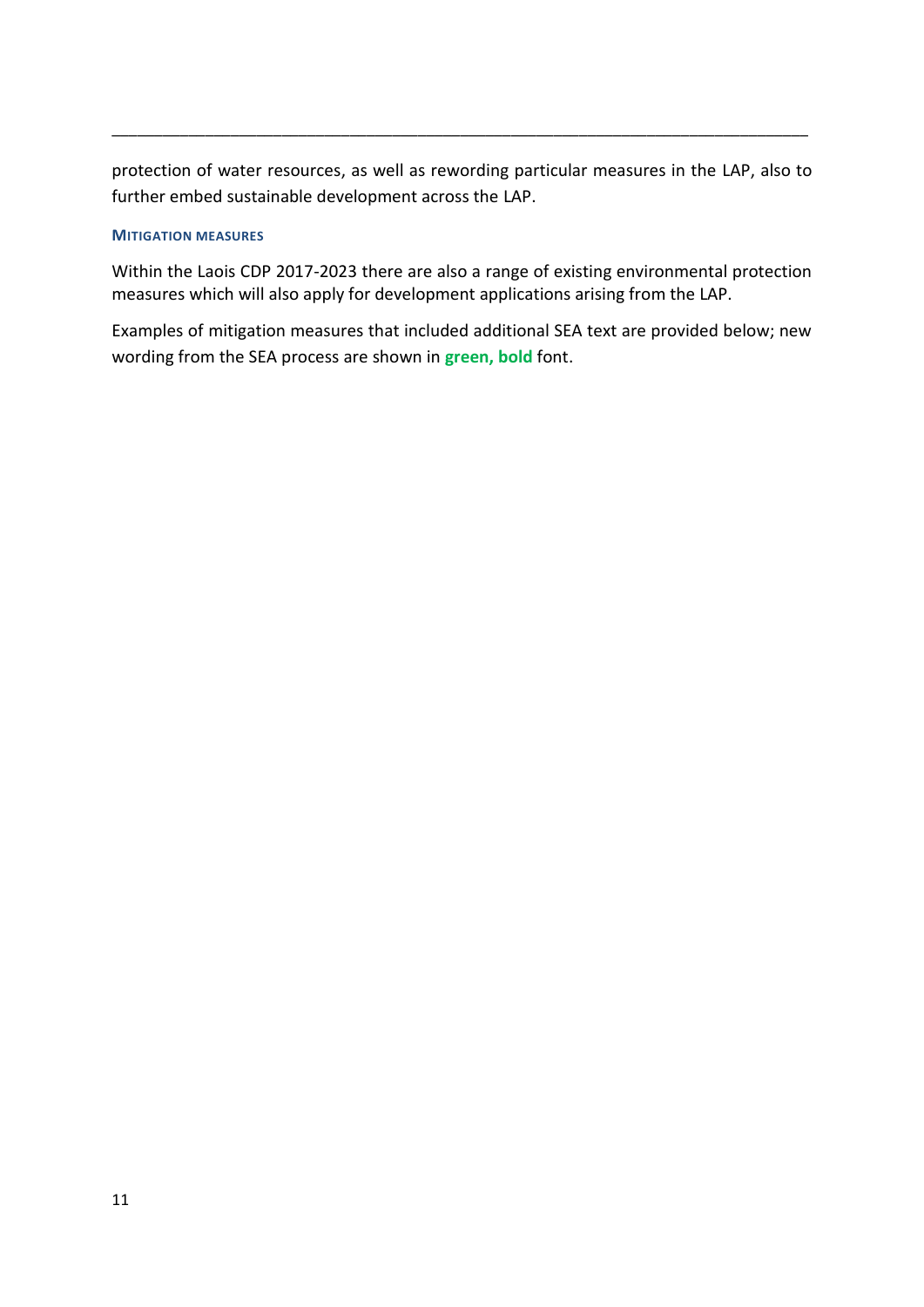protection of water resources, as well as rewording particular measures in the LAP, also to further embed sustainable development across the LAP.

#### MITIGATION MEASURES

Within the Laois CDP 2017-2023 there are also a range of existing environmental protection measures which will also apply for development applications arising from the LAP.

Examples of mitigation measures that included additional SEA text are provided below; new wording from the SEA process are shown in **green, bold** font.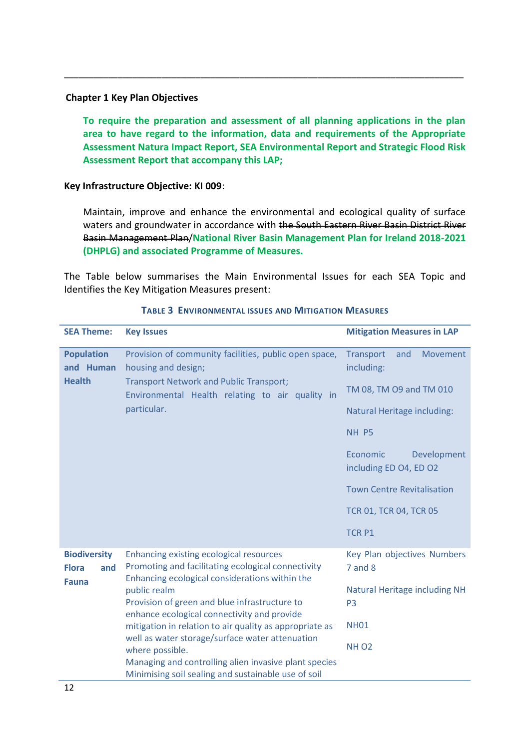**Chapter 1 Key Plan Objectives**

**To require the preparation and assessment of all planning applications in the plan area to have regard to the information, data and requirements of the Appropriate Assessment Natura Impact Report, SEA Environmental Report and Strategic Flood Risk Assessment Report that accompany this LAP;**

**Key Infrastructure Objective: KI 009**:

Maintain, improve and enhance the environmental and ecological quality of surface waters and groundwater in accordance with ~~the South Eastern River Basin District River Basin Management Plan~~/**National River Basin Management Plan for Ireland 2018-2021 (DHPLG) and associated Programme of Measures.**

The Table below summarises the Main Environmental Issues for each SEA Topic and Identifies the Key Mitigation Measures present:

**TABLE 3 ENVIRONMENTAL ISSUES AND MITIGATION MEASURES**

| SEA Theme: | Key Issues | Mitigation Measures in LAP |
|---|---|---|
| **Population and Human Health** | Provision of community facilities, public open space, housing and design;<br>Transport Network and Public Transport;<br>Environmental Health relating to air quality in particular. | Transport and Movement including:<br>TM 08, TM O9 and TM 010<br>Natural Heritage including:<br>NH P5<br>Economic Development including ED O4, ED O2<br>Town Centre Revitalisation<br>TCR 01, TCR 04, TCR 05<br>TCR P1 |
| **Biodiversity Flora and Fauna** | Enhancing existing ecological resources<br>Promoting and facilitating ecological connectivity<br>Enhancing ecological considerations within the public realm<br>Provision of green and blue infrastructure to enhance ecological connectivity and provide mitigation in relation to air quality as appropriate as well as water storage/surface water attenuation where possible.<br>Managing and controlling alien invasive plant species<br>Minimising soil sealing and sustainable use of soil | Key Plan objectives Numbers 7 and 8<br>Natural Heritage including NH P3<br>NH01<br>NH O2 |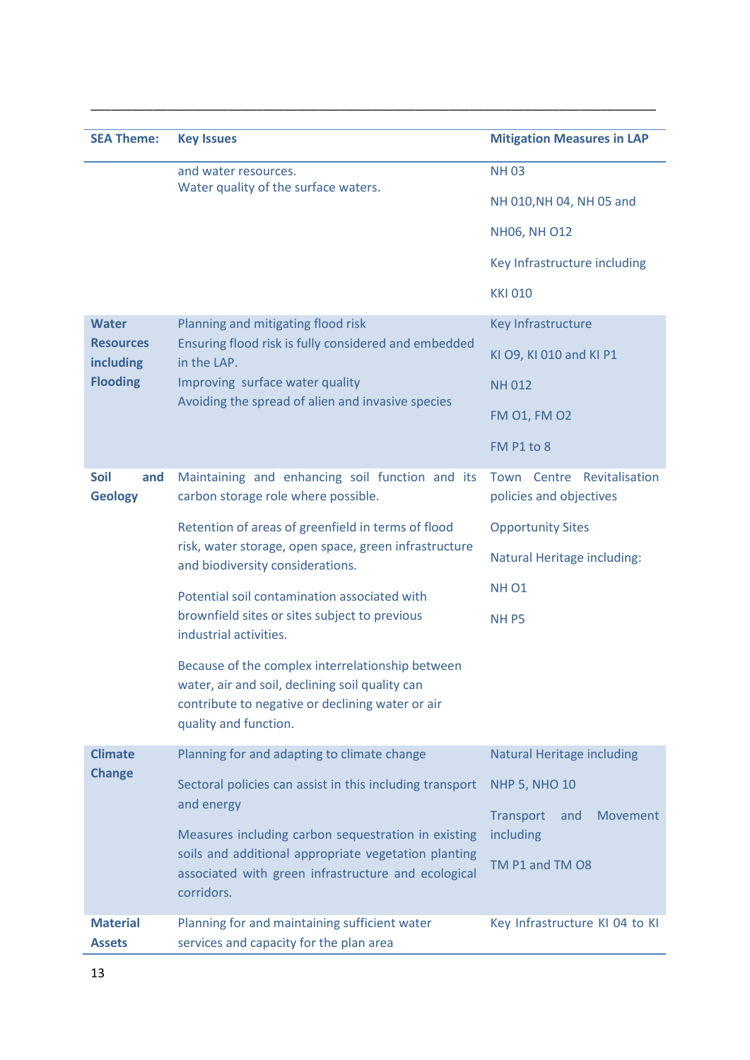| SEA Theme: | Key Issues | Mitigation Measures in LAP |
|---|---|---|
| | and water resources.<br>Water quality of the surface waters. | NH 03<br>NH 010,NH 04, NH 05 and<br>NH06, NH O12<br>Key Infrastructure including<br>KKI 010 |
| **Water Resources including Flooding** | Planning and mitigating flood risk<br>Ensuring flood risk is fully considered and embedded in the LAP.<br>Improving surface water quality<br>Avoiding the spread of alien and invasive species | Key Infrastructure<br>KI O9, KI 010 and KI P1<br>NH 012<br>FM O1, FM O2<br>FM P1 to 8 |
| **Soil and Geology** | Maintaining and enhancing soil function and its carbon storage role where possible.<br><br>Retention of areas of greenfield in terms of flood risk, water storage, open space, green infrastructure and biodiversity considerations.<br><br>Potential soil contamination associated with brownfield sites or sites subject to previous industrial activities.<br><br>Because of the complex interrelationship between water, air and soil, declining soil quality can contribute to negative or declining water or air quality and function. | Town Centre Revitalisation policies and objectives<br>Opportunity Sites<br>Natural Heritage including:<br>NH O1<br>NH P5 |
| **Climate Change** | Planning for and adapting to climate change<br><br>Sectoral policies can assist in this including transport and energy<br><br>Measures including carbon sequestration in existing soils and additional appropriate vegetation planting associated with green infrastructure and ecological corridors. | Natural Heritage including<br>NHP 5, NHO 10<br>Transport and Movement including<br>TM P1 and TM O8 |
| **Material Assets** | Planning for and maintaining sufficient water services and capacity for the plan area | Key Infrastructure KI 04 to KI |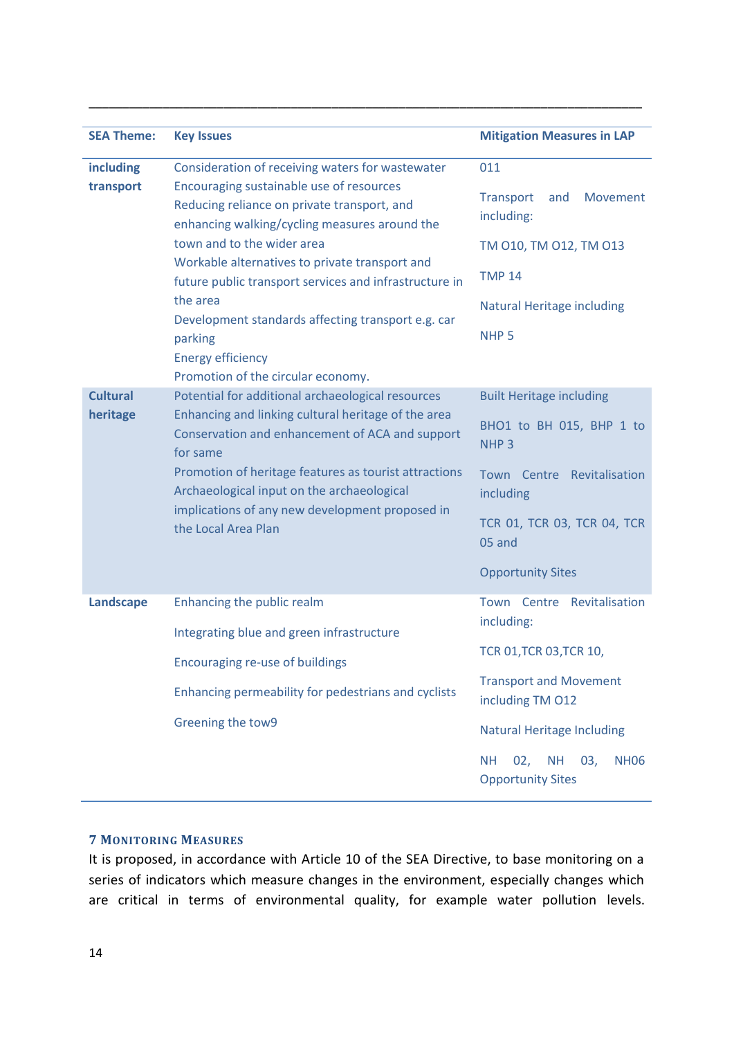| SEA Theme: | Key Issues | Mitigation Measures in LAP |
|---|---|---|
| including transport | Consideration of receiving waters for wastewater<br>Encouraging sustainable use of resources<br>Reducing reliance on private transport, and enhancing walking/cycling measures around the town and to the wider area<br>Workable alternatives to private transport and future public transport services and infrastructure in the area<br>Development standards affecting transport e.g. car parking<br>Energy efficiency<br>Promotion of the circular economy. | 011<br>Transport and Movement including:<br>TM O10, TM O12, TM O13<br>TMP 14<br>Natural Heritage including<br>NHP 5 |
| Cultural heritage | Potential for additional archaeological resources<br>Enhancing and linking cultural heritage of the area<br>Conservation and enhancement of ACA and support for same<br>Promotion of heritage features as tourist attractions<br>Archaeological input on the archaeological implications of any new development proposed in the Local Area Plan | Built Heritage including<br>BHO1 to BH 015, BHP 1 to NHP 3<br>Town Centre Revitalisation including<br>TCR 01, TCR 03, TCR 04, TCR 05 and<br>Opportunity Sites |
| Landscape | Enhancing the public realm<br>Integrating blue and green infrastructure<br>Encouraging re-use of buildings<br>Enhancing permeability for pedestrians and cyclists<br>Greening the tow9 | Town Centre Revitalisation including:<br>TCR 01,TCR 03,TCR 10,<br>Transport and Movement including TM O12<br>Natural Heritage Including<br>NH 02, NH 03, NH06 Opportunity Sites |

## 7 Monitoring Measures

It is proposed, in accordance with Article 10 of the SEA Directive, to base monitoring on a series of indicators which measure changes in the environment, especially changes which are critical in terms of environmental quality, for example water pollution levels.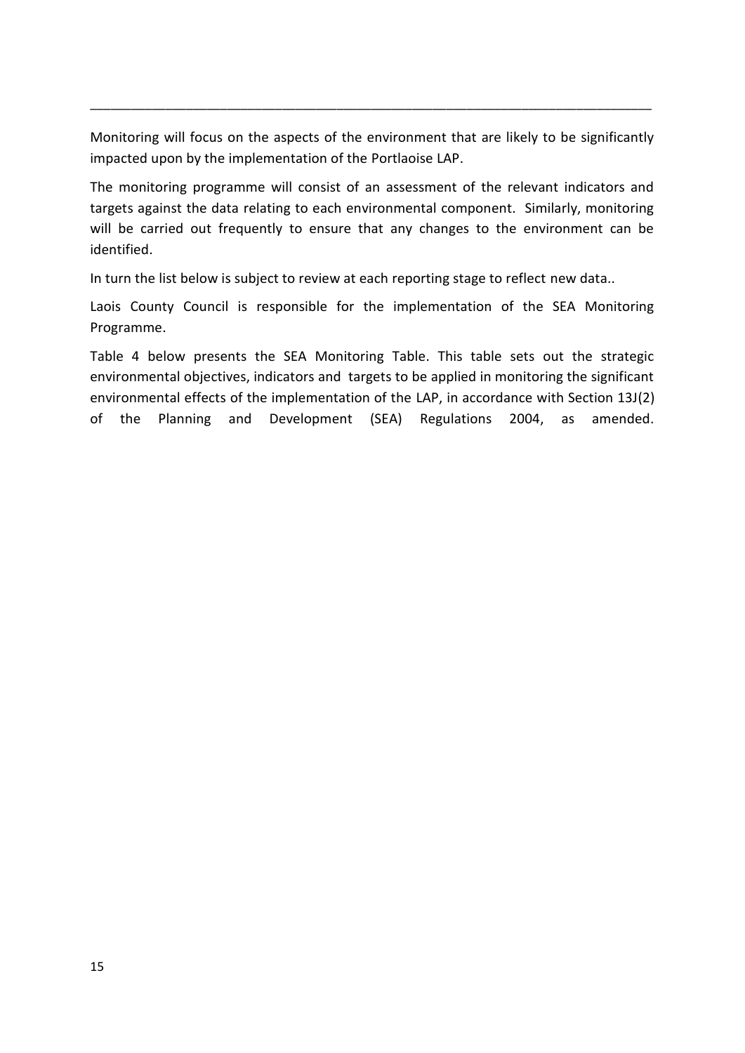Monitoring will focus on the aspects of the environment that are likely to be significantly impacted upon by the implementation of the Portlaoise LAP.

The monitoring programme will consist of an assessment of the relevant indicators and targets against the data relating to each environmental component. Similarly, monitoring will be carried out frequently to ensure that any changes to the environment can be identified.

In turn the list below is subject to review at each reporting stage to reflect new data..

Laois County Council is responsible for the implementation of the SEA Monitoring Programme.

Table 4 below presents the SEA Monitoring Table. This table sets out the strategic environmental objectives, indicators and targets to be applied in monitoring the significant environmental effects of the implementation of the LAP, in accordance with Section 13J(2) of the Planning and Development (SEA) Regulations 2004, as amended.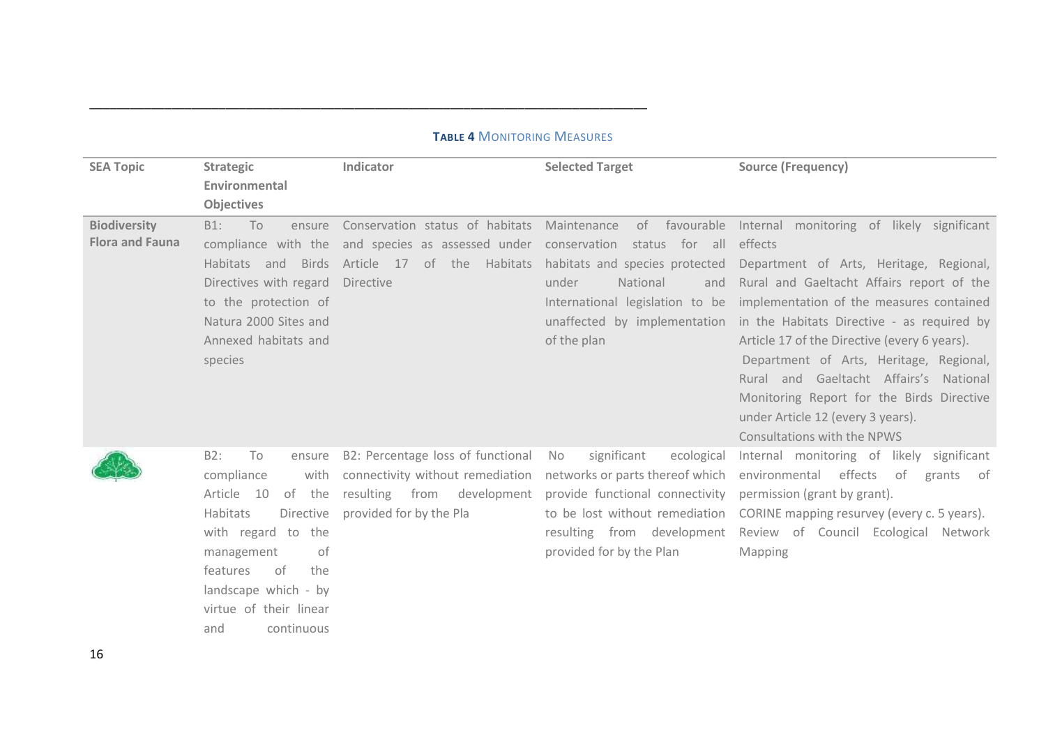**TABLE 4** MONITORING MEASURES

| SEA Topic | Strategic Environmental Objectives | Indicator | Selected Target | Source (Frequency) |
|---|---|---|---|---|
| **Biodiversity Flora and Fauna** | B1: To ensure compliance with the Habitats and Birds Directives with regard to the protection of Natura 2000 Sites and Annexed habitats and species | Conservation status of habitats and species as assessed under Article 17 of the Habitats Directive | Maintenance of favourable conservation status for all habitats and species protected under National and International legislation to be unaffected by implementation of the plan | Internal monitoring of likely significant effects<br>Department of Arts, Heritage, Regional, Rural and Gaeltacht Affairs report of the implementation of the measures contained in the Habitats Directive - as required by Article 17 of the Directive (every 6 years).<br>Department of Arts, Heritage, Regional, Rural and Gaeltacht Affairs's National Monitoring Report for the Birds Directive under Article 12 (every 3 years).<br>Consultations with the NPWS |
| | B2: To ensure compliance with Article 10 of the Habitats Directive with regard to the management of features of the landscape which - by virtue of their linear and continuous | B2: Percentage loss of functional connectivity without remediation resulting from development provided for by the Pla | No significant ecological networks or parts thereof which provide functional connectivity to be lost without remediation resulting from development provided for by the Plan | Internal monitoring of likely significant environmental effects of grants of permission (grant by grant).<br>CORINE mapping resurvey (every c. 5 years).<br>Review of Council Ecological Network Mapping |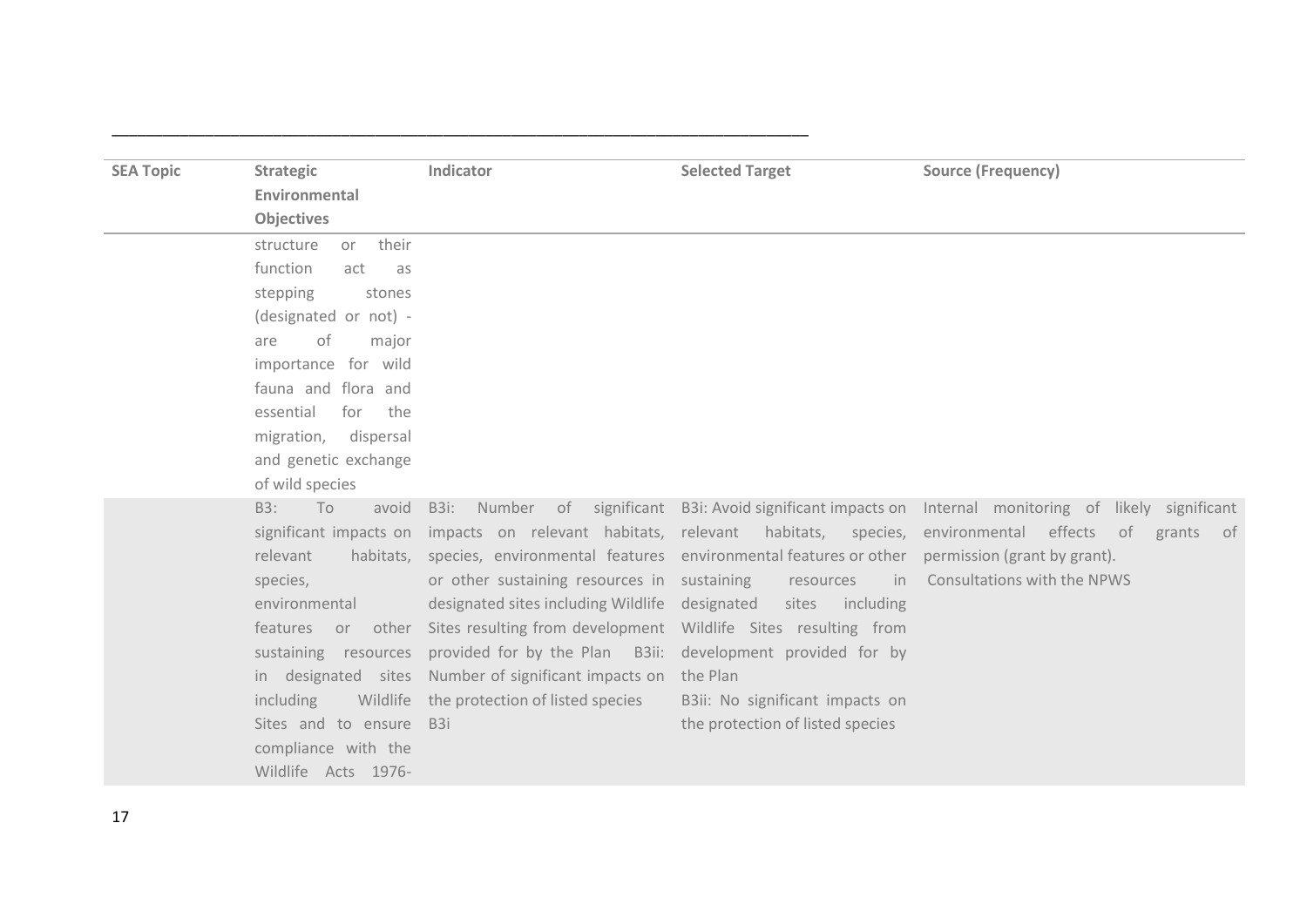| SEA Topic | Strategic Environmental Objectives | Indicator | Selected Target | Source (Frequency) |
|---|---|---|---|---|
| | structure or their function act as stepping stones (designated or not) - are of major importance for wild fauna and flora and essential for the migration, dispersal and genetic exchange of wild species | | | |
| | B3: To avoid significant impacts on relevant habitats, species, environmental features or other sustaining resources in designated sites including Wildlife Sites and to ensure compliance with the Wildlife Acts 1976- | B3i: Number of significant impacts on relevant habitats, species, environmental features or other sustaining resources in designated sites including Wildlife Sites resulting from development provided for by the Plan B3ii: Number of significant impacts on the protection of listed species B3i | B3i: Avoid significant impacts on relevant habitats, species, environmental features or other sustaining resources in designated sites including Wildlife Sites resulting from development provided for by the Plan B3ii: No significant impacts on the protection of listed species | Internal monitoring of likely significant environmental effects of grants of permission (grant by grant). Consultations with the NPWS |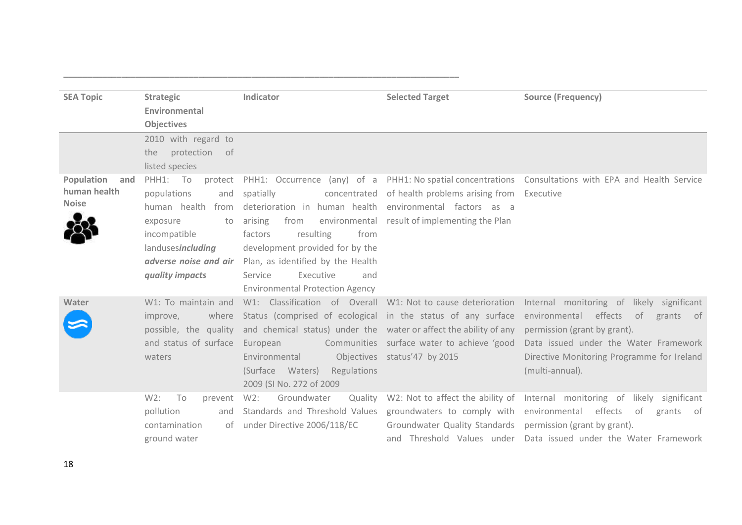| SEA Topic | Strategic Environmental Objectives | Indicator | Selected Target | Source (Frequency) |
|---|---|---|---|---|
| | 2010 with regard to the protection of listed species | | | |
| **Population and human health Noise** | PHH1: To protect populations and human health from exposure to incompatible landuses***including adverse noise and air quality impacts*** | PHH1: Occurrence (any) of a spatially concentrated deterioration in human health arising from environmental factors resulting from development provided for by the Plan, as identified by the Health Service Executive and Environmental Protection Agency | PHH1: No spatial concentrations of health problems arising from environmental factors as a result of implementing the Plan | Consultations with EPA and Health Service Executive |
| **Water** | W1: To maintain and improve, where possible, the quality and status of surface waters | W1: Classification of Overall Status (comprised of ecological and chemical status) under the European Communities Environmental Objectives (Surface Waters) Regulations 2009 (SI No. 272 of 2009 | W1: Not to cause deterioration in the status of any surface water or affect the ability of any surface water to achieve 'good status'47 by 2015 | Internal monitoring of likely significant environmental effects of grants of permission (grant by grant). Data issued under the Water Framework Directive Monitoring Programme for Ireland (multi-annual). |
| | W2: To prevent pollution and contamination of ground water | W2: Groundwater Quality Standards and Threshold Values under Directive 2006/118/EC | W2: Not to affect the ability of groundwaters to comply with Groundwater Quality Standards and Threshold Values under | Internal monitoring of likely significant environmental effects of grants of permission (grant by grant). Data issued under the Water Framework |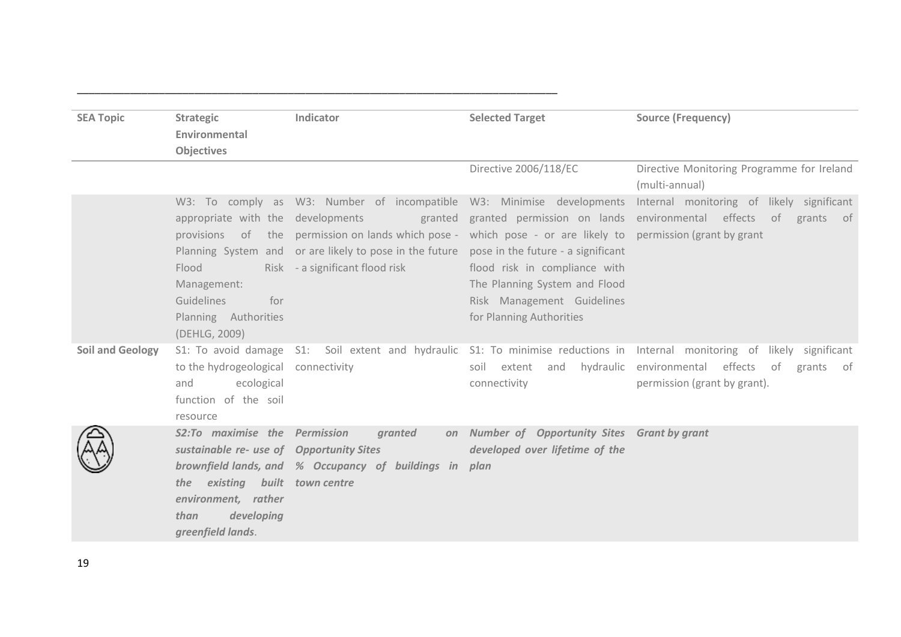| SEA Topic | Strategic Environmental Objectives | Indicator | Selected Target | Source (Frequency) |
|---|---|---|---|---|
| | | | Directive 2006/118/EC | Directive Monitoring Programme for Ireland (multi-annual) |
| | W3: To comply as appropriate with the provisions of the Planning System and Flood Risk Management: Guidelines for Planning Authorities (DEHLG, 2009) | W3: Number of incompatible developments granted permission on lands which pose - or are likely to pose in the future - a significant flood risk | W3: Minimise developments granted permission on lands which pose - or are likely to pose in the future - a significant flood risk in compliance with The Planning System and Flood Risk Management Guidelines for Planning Authorities | Internal monitoring of likely significant environmental effects of grants of permission (grant by grant |
| **Soil and Geology** | S1: To avoid damage to the hydrogeological and ecological function of the soil resource | S1: Soil extent and hydraulic connectivity | S1: To minimise reductions in soil extent and hydraulic connectivity | Internal monitoring of likely significant environmental effects of grants of permission (grant by grant). |
| | ***S2:To maximise the sustainable re- use of brownfield lands, and the existing built environment, rather than developing greenfield lands*.** | ***Permission granted on Opportunity Sites<br>% Occupancy of buildings in town centre*** | ***Number of Opportunity Sites developed over lifetime of the plan*** | ***Grant by grant*** |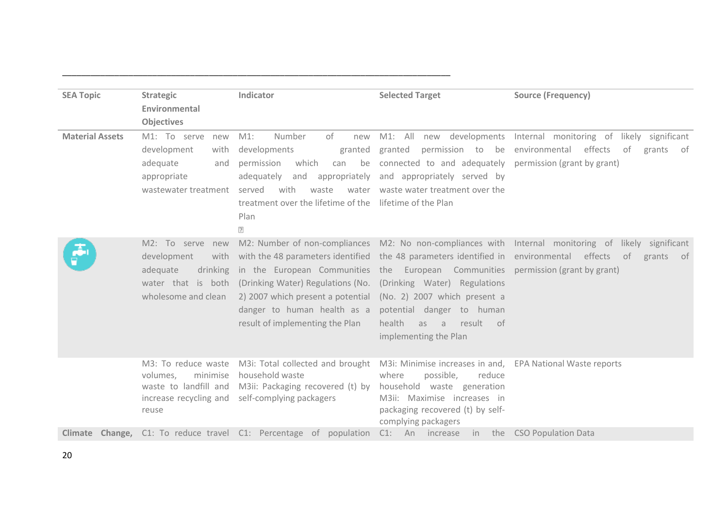| SEA Topic | Strategic Environmental Objectives | Indicator | Selected Target | Source (Frequency) |
|---|---|---|---|---|
| Material Assets | M1: To serve new development with adequate and appropriate wastewater treatment | M1: Number of new developments granted permission which can be adequately and appropriately served with waste water treatment over the lifetime of the Plan | M1: All new developments granted permission to be connected to and adequately and appropriately served by waste water treatment over the lifetime of the Plan | Internal monitoring of likely significant environmental effects of grants of permission (grant by grant) |
| | M2: To serve new development with adequate drinking water that is both wholesome and clean | M2: Number of non-compliances with the 48 parameters identified in the European Communities (Drinking Water) Regulations (No. 2) 2007 which present a potential danger to human health as a result of implementing the Plan | M2: No non-compliances with the 48 parameters identified in the European Communities (Drinking Water) Regulations (No. 2) 2007 which present a potential danger to human health as a result of implementing the Plan | Internal monitoring of likely significant environmental effects of grants of permission (grant by grant) |
| | M3: To reduce waste volumes, minimise waste to landfill and increase recycling and reuse | M3i: Total collected and brought household waste<br>M3ii: Packaging recovered (t) by self-complying packagers | M3i: Minimise increases in and, where possible, reduce household waste generation<br>M3ii: Maximise increases in packaging recovered (t) by self-complying packagers | EPA National Waste reports |
| Climate Change, | C1: To reduce travel | C1: Percentage of population | C1: An increase in the | CSO Population Data |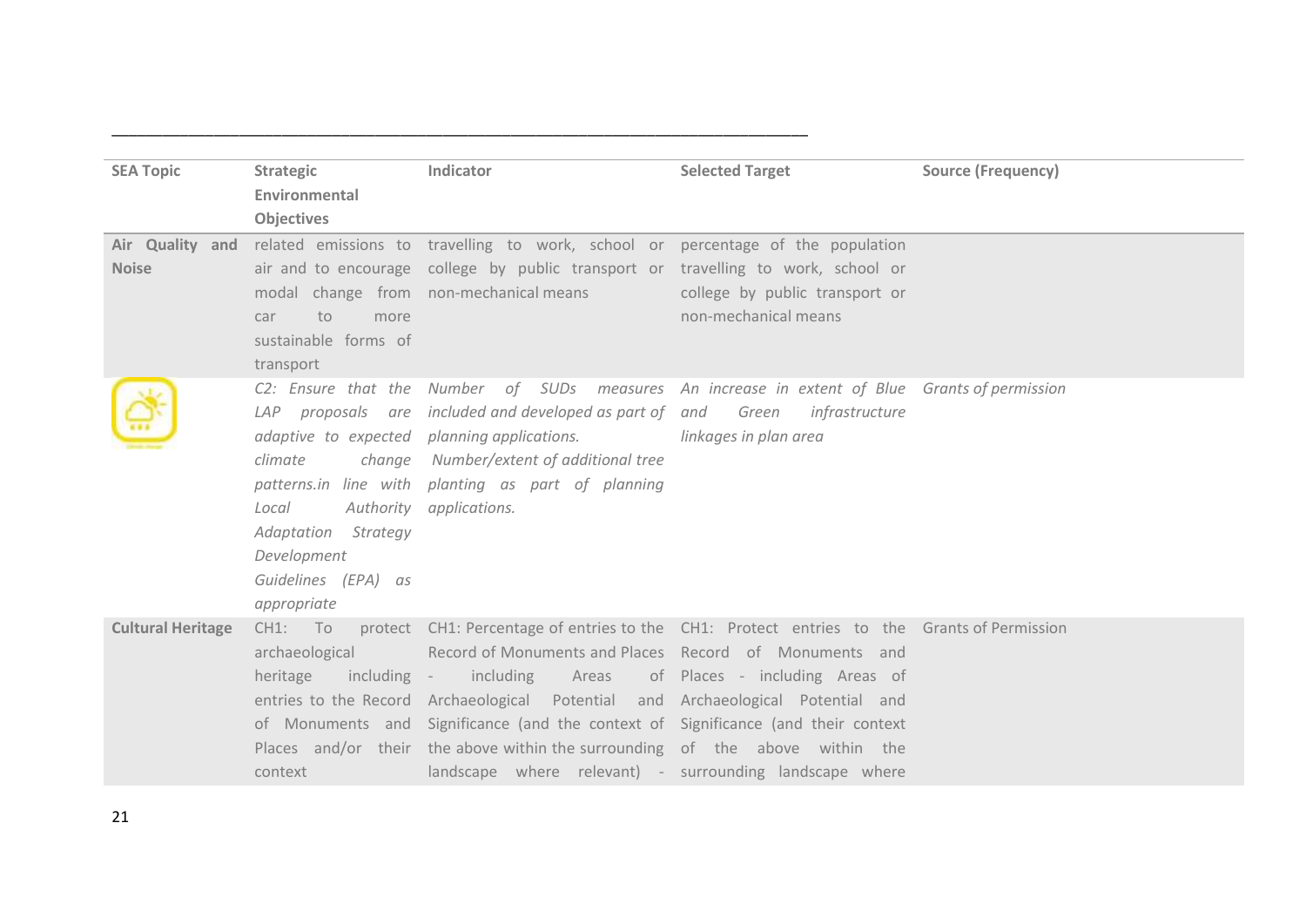| SEA Topic | Strategic Environmental Objectives | Indicator | Selected Target | Source (Frequency) |
|---|---|---|---|---|
| **Air Quality and Noise** | related emissions to air and to encourage modal change from car to more sustainable forms of transport | travelling to work, school or college by public transport or non-mechanical means | percentage of the population travelling to work, school or college by public transport or non-mechanical means | |
| | *C2: Ensure that the LAP proposals are adaptive to expected climate change patterns.in line with Local Authority Adaptation Strategy Development Guidelines (EPA) as appropriate* | *Number of SUDs measures included and developed as part of planning applications.* *Number/extent of additional tree planting as part of planning applications.* | *An increase in extent of Blue and Green infrastructure linkages in plan area* | *Grants of permission* |
| **Cultural Heritage** | CH1: To protect archaeological heritage including entries to the Record of Monuments and Places and/or their context | CH1: Percentage of entries to the Record of Monuments and Places - including Areas of Archaeological Potential and Significance (and the context of the above within the surrounding landscape where relevant) - | CH1: Protect entries to the Record of Monuments and Places - including Areas of Archaeological Potential and Significance (and their context of the above within the surrounding landscape where | Grants of Permission |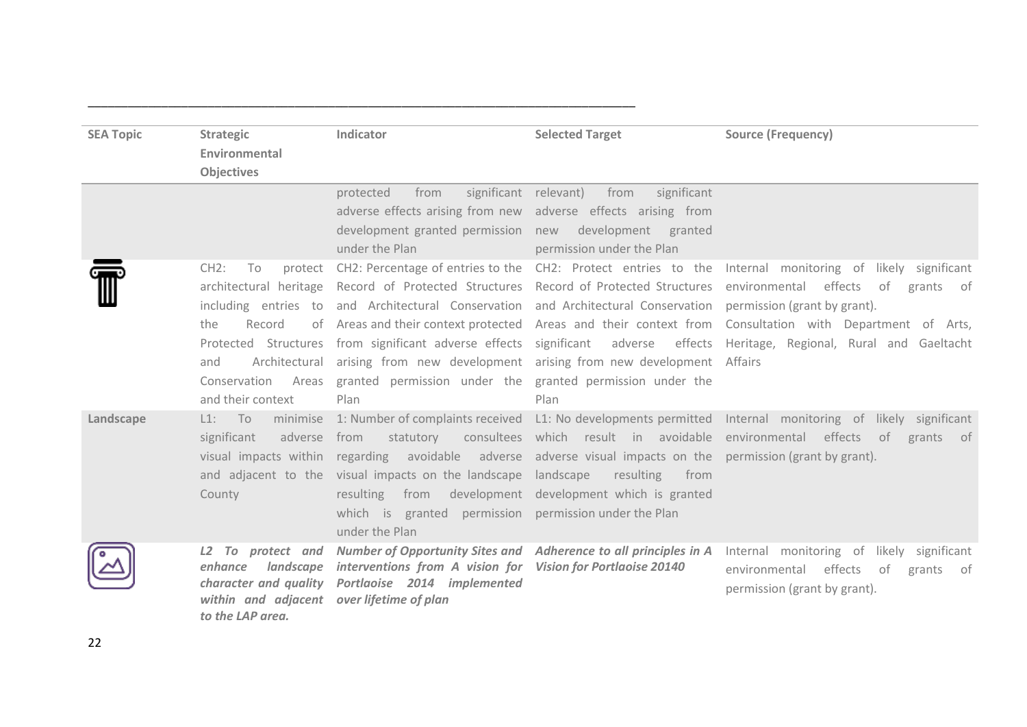| SEA Topic | Strategic Environmental Objectives | Indicator | Selected Target | Source (Frequency) |
|---|---|---|---|---|
| | | protected from significant adverse effects arising from new development granted permission under the Plan | relevant) from significant adverse effects arising from new development granted permission under the Plan | |
| | CH2: To protect architectural heritage including entries to the Record of Protected Structures and Architectural Conservation Areas and their context | CH2: Percentage of entries to the Record of Protected Structures and Architectural Conservation Areas and their context protected from significant adverse effects arising from new development granted permission under the Plan | CH2: Protect entries to the Record of Protected Structures and Architectural Conservation Areas and their context from significant adverse effects arising from new development granted permission under the Plan | Internal monitoring of likely significant environmental effects of grants of permission (grant by grant). Consultation with Department of Arts, Heritage, Regional, Rural and Gaeltacht Affairs |
| **Landscape** | L1: To minimise significant adverse visual impacts within and adjacent to the County | 1: Number of complaints received from statutory consultees regarding avoidable adverse visual impacts on the landscape resulting from development which is granted permission under the Plan | L1: No developments permitted which result in avoidable adverse visual impacts on the landscape resulting from development which is granted permission under the Plan | Internal monitoring of likely significant environmental effects of grants of permission (grant by grant). |
| | ***L2 To protect and enhance landscape character and quality within and adjacent to the LAP area.*** | ***Number of Opportunity Sites and interventions from A vision for Portlaoise 2014 implemented over lifetime of plan*** | ***Adherence to all principles in A Vision for Portlaoise 20140*** | Internal monitoring of likely significant environmental effects of grants of permission (grant by grant). |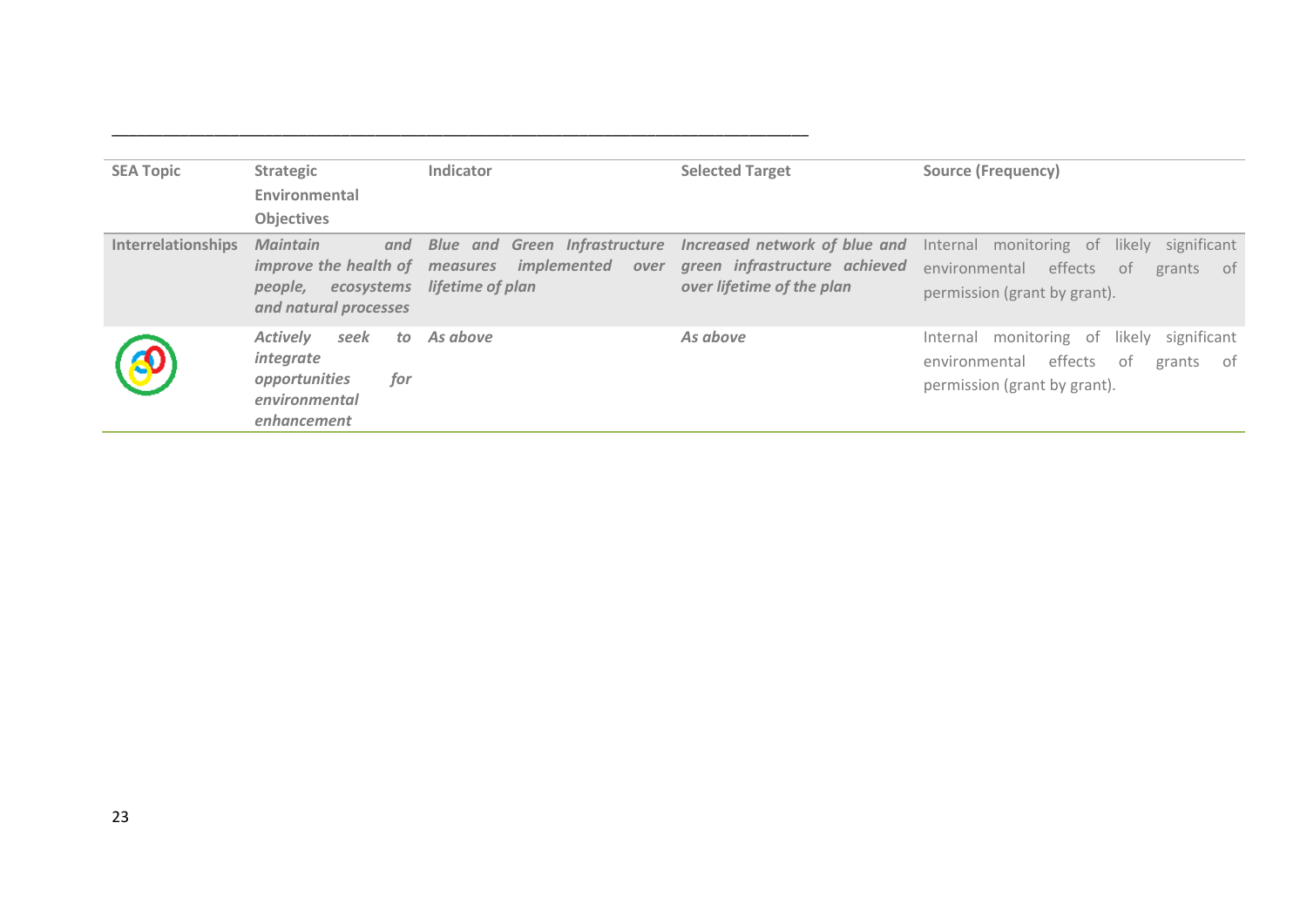| SEA Topic | Strategic Environmental Objectives | Indicator | Selected Target | Source (Frequency) |
|---|---|---|---|---|
| **Interrelationships** | ***Maintain and improve the health of people, ecosystems and natural processes*** | ***Blue and Green Infrastructure measures implemented over lifetime of plan*** | ***Increased network of blue and green infrastructure achieved over lifetime of the plan*** | Internal monitoring of likely significant environmental effects of grants of permission (grant by grant). |
| | ***Actively seek to integrate opportunities for environmental enhancement*** | ***As above*** | ***As above*** | Internal monitoring of likely significant environmental effects of grants of permission (grant by grant). |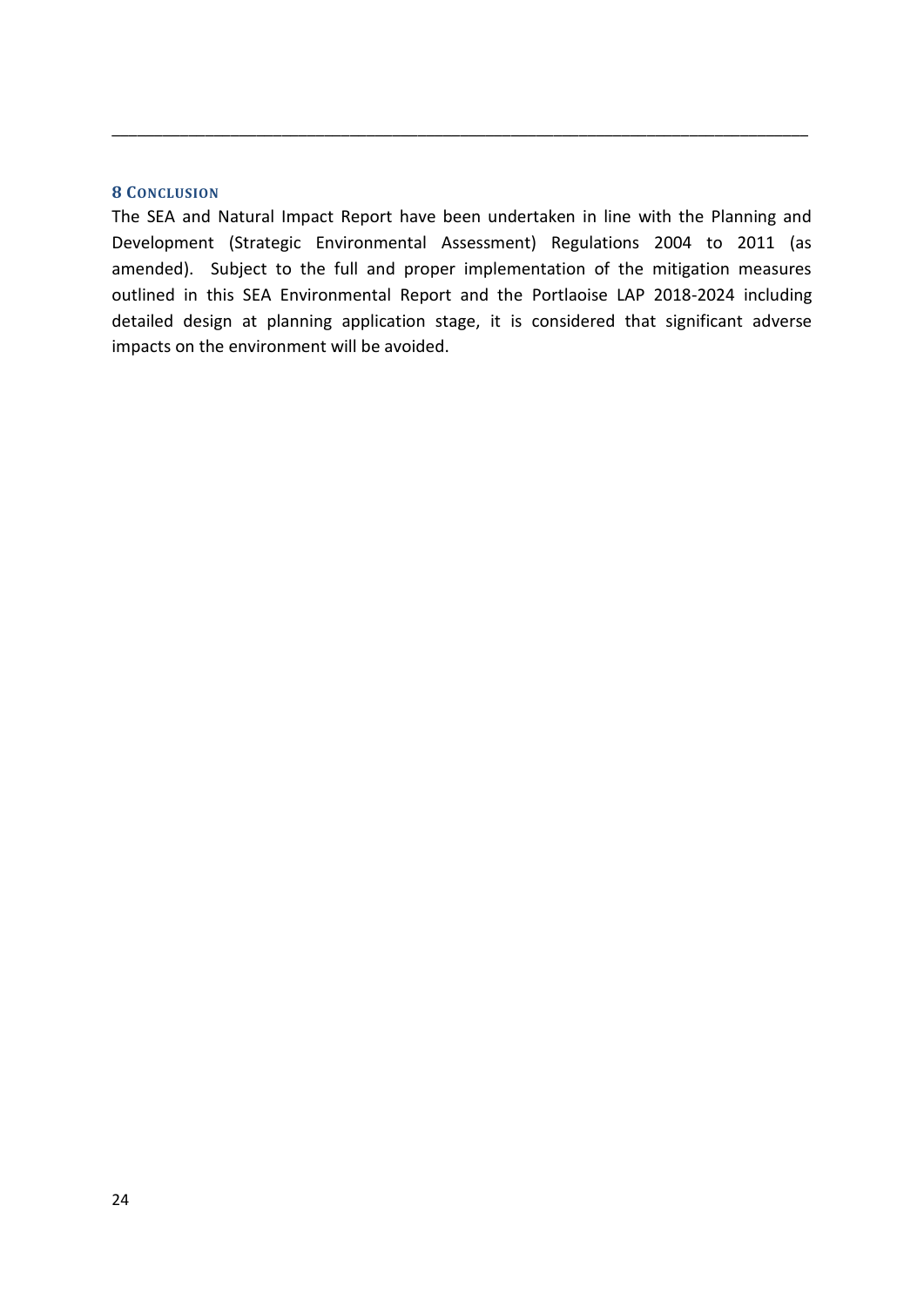## 8 Conclusion

The SEA and Natural Impact Report have been undertaken in line with the Planning and Development (Strategic Environmental Assessment) Regulations 2004 to 2011 (as amended). Subject to the full and proper implementation of the mitigation measures outlined in this SEA Environmental Report and the Portlaoise LAP 2018-2024 including detailed design at planning application stage, it is considered that significant adverse impacts on the environment will be avoided.